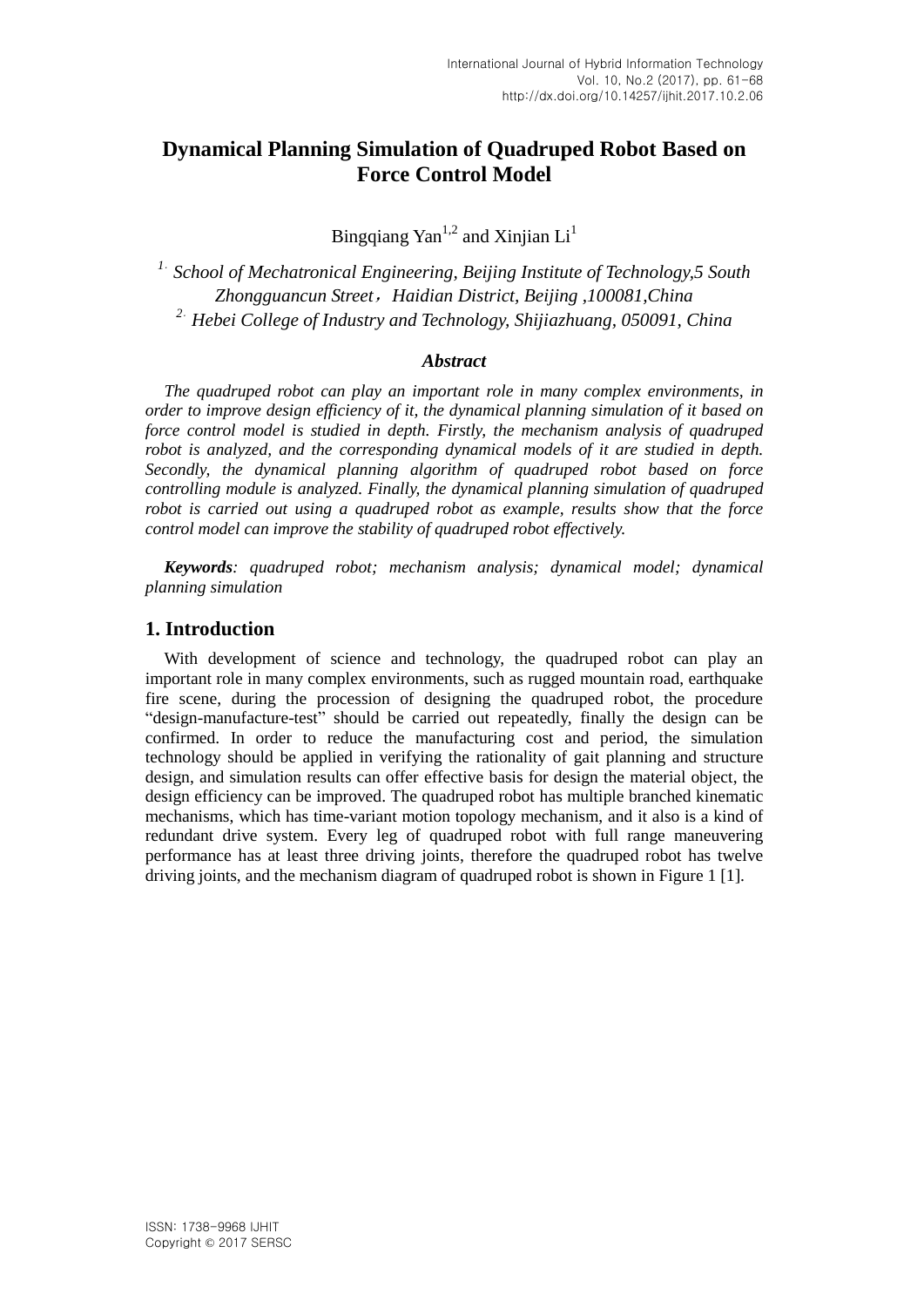# Dynamical Planning Simulation of Quadruped Robot Based on Force Control Model

Bingqiang Yan[1,2] and Xinjian Li[1]

*[1] School of Mechatronical Engineering, Beijing Institute of Technology,5 South Zhongguancun Street，Haidian District, Beijing ,100081,China*
*[2] Hebei College of Industry and Technology, Shijiazhuang, 050091, China*

### *Abstract*

*The quadruped robot can play an important role in many complex environments, in order to improve design efficiency of it, the dynamical planning simulation of it based on force control model is studied in depth. Firstly, the mechanism analysis of quadruped robot is analyzed, and the corresponding dynamical models of it are studied in depth. Secondly, the dynamical planning algorithm of quadruped robot based on force controlling module is analyzed. Finally, the dynamical planning simulation of quadruped robot is carried out using a quadruped robot as example, results show that the force control model can improve the stability of quadruped robot effectively.*

***Keywords****: quadruped robot; mechanism analysis; dynamical model; dynamical planning simulation*

## 1. Introduction

With development of science and technology, the quadruped robot can play an important role in many complex environments, such as rugged mountain road, earthquake fire scene, during the procession of designing the quadruped robot, the procedure "design-manufacture-test" should be carried out repeatedly, finally the design can be confirmed. In order to reduce the manufacturing cost and period, the simulation technology should be applied in verifying the rationality of gait planning and structure design, and simulation results can offer effective basis for design the material object, the design efficiency can be improved. The quadruped robot has multiple branched kinematic mechanisms, which has time-variant motion topology mechanism, and it also is a kind of redundant drive system. Every leg of quadruped robot with full range maneuvering performance has at least three driving joints, therefore the quadruped robot has twelve driving joints, and the mechanism diagram of quadruped robot is shown in Figure 1 [1].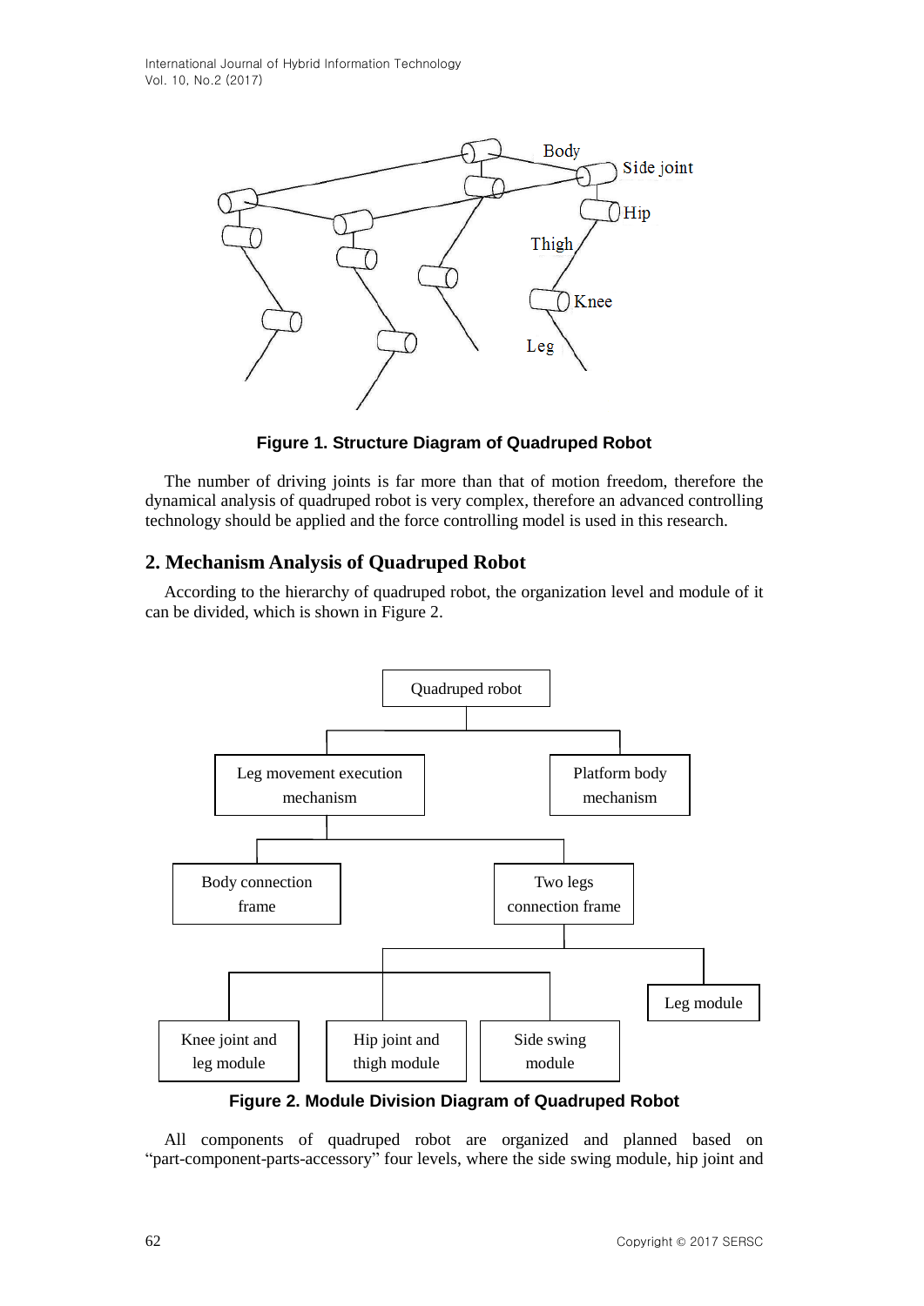**Figure 1. Structure Diagram of Quadruped Robot**

The number of driving joints is far more than that of motion freedom, therefore the dynamical analysis of quadruped robot is very complex, therefore an advanced controlling technology should be applied and the force controlling model is used in this research.

## 2. Mechanism Analysis of Quadruped Robot

According to the hierarchy of quadruped robot, the organization level and module of it can be divided, which is shown in Figure 2.

**Figure 2. Module Division Diagram of Quadruped Robot**

All components of quadruped robot are organized and planned based on "part-component-parts-accessory" four levels, where the side swing module, hip joint and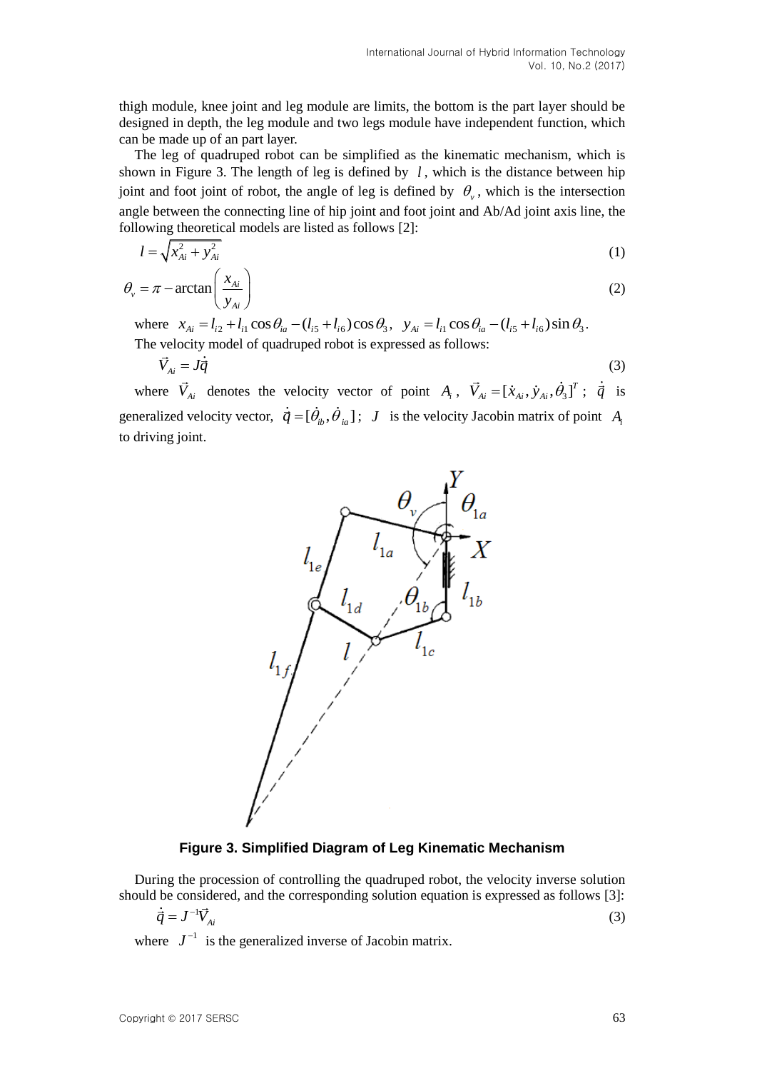thigh module, knee joint and leg module are limits, the bottom is the part layer should be designed in depth, the leg module and two legs module have independent function, which can be made up of an part layer.

The leg of quadruped robot can be simplified as the kinematic mechanism, which is shown in Figure 3. The length of leg is defined by $l$, which is the distance between hip joint and foot joint of robot, the angle of leg is defined by $\theta_v$, which is the intersection angle between the connecting line of hip joint and foot joint and Ab/Ad joint axis line, the following theoretical models are listed as follows [2]:

$$l = \sqrt{x_{Ai}^2 + y_{Ai}^2} \tag{1}$$

$$\theta_v = \pi - \arctan\left(\frac{x_{Ai}}{y_{Ai}}\right) \tag{2}$$

where $x_{Ai} = l_{i2} + l_{i1}\cos\theta_{ia} - (l_{i5} + l_{i6})\cos\theta_3$, $y_{Ai} = l_{i1}\cos\theta_{ia} - (l_{i5} + l_{i6})\sin\theta_3$.

The velocity model of quadruped robot is expressed as follows:

$$\vec{V}_{Ai} = J\dot{\vec{q}} \tag{3}$$

where $\vec{V}_{Ai}$ denotes the velocity vector of point $A_i$, $\vec{V}_{Ai} = [\dot{x}_{Ai}, \dot{y}_{Ai}, \dot{\theta}_3]^T$; $\dot{\vec{q}}$ is generalized velocity vector, $\dot{\vec{q}} = [\dot{\theta}_{ib}, \dot{\theta}_{ia}]$; $J$ is the velocity Jacobin matrix of point $A_i$ to driving joint.

**Figure 3. Simplified Diagram of Leg Kinematic Mechanism**

During the procession of controlling the quadruped robot, the velocity inverse solution should be considered, and the corresponding solution equation is expressed as follows [3]:

$$\dot{\vec{q}} = J^{-1}\vec{V}_{Ai} \tag{3}$$

where $J^{-1}$ is the generalized inverse of Jacobin matrix.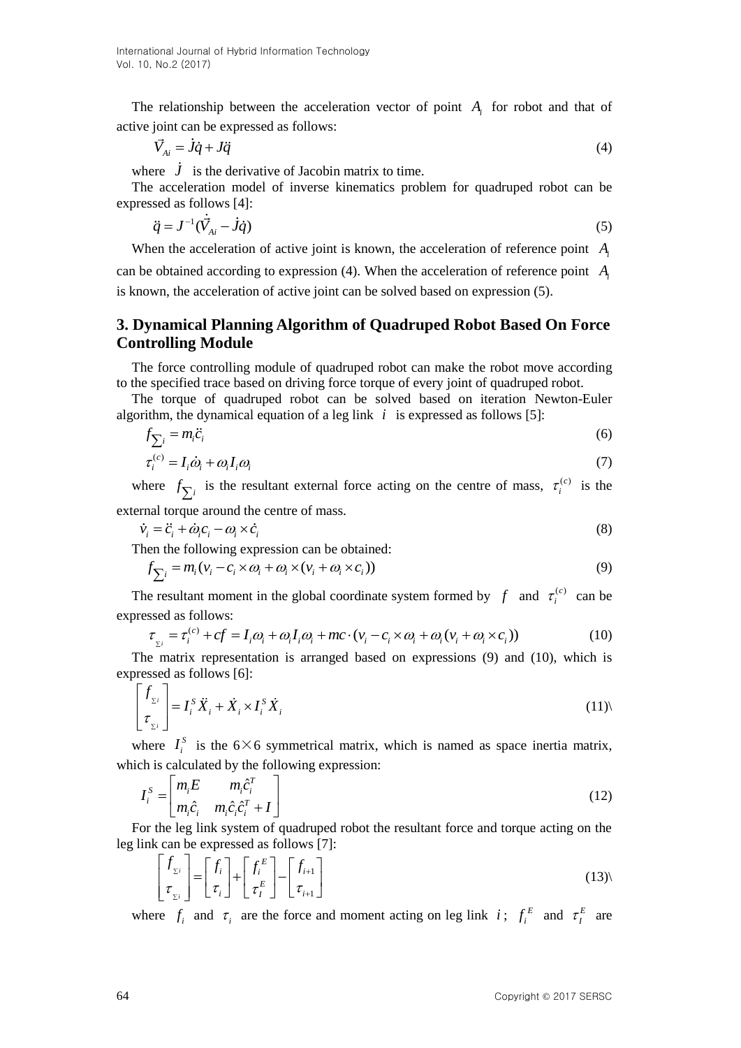The relationship between the acceleration vector of point $A_i$ for robot and that of active joint can be expressed as follows:

$$\vec{V}_{Ai} = \dot{J}\dot{q} + J\ddot{q} \tag{4}$$

where $\dot{J}$ is the derivative of Jacobin matrix to time.

The acceleration model of inverse kinematics problem for quadruped robot can be expressed as follows [4]:

$$\ddot{q} = J^{-1}(\dot{\vec{V}}_{Ai} - \dot{J}\dot{q}) \tag{5}$$

When the acceleration of active joint is known, the acceleration of reference point $A_i$ can be obtained according to expression (4). When the acceleration of reference point $A_i$ is known, the acceleration of active joint can be solved based on expression (5).

## 3. Dynamical Planning Algorithm of Quadruped Robot Based On Force Controlling Module

The force controlling module of quadruped robot can make the robot move according to the specified trace based on driving force torque of every joint of quadruped robot.

The torque of quadruped robot can be solved based on iteration Newton-Euler algorithm, the dynamical equation of a leg link $i$ is expressed as follows [5]:

$$f_{\sum i} = m_i \ddot{c}_i \tag{6}$$

$$\tau_i^{(c)} = I_i \dot{\omega}_i + \omega_i I_i \omega_i \tag{7}$$

where $f_{\sum i}$ is the resultant external force acting on the centre of mass, $\tau_i^{(c)}$ is the external torque around the centre of mass.

$$\dot{v}_i = \ddot{c}_i + \dot{\omega}_i c_i - \omega_i \times \dot{c}_i \tag{8}$$

Then the following expression can be obtained:

$$f_{\sum i} = m_i(v_i - c_i \times \omega_i + \omega_i \times (v_i + \omega_i \times c_i)) \tag{9}$$

The resultant moment in the global coordinate system formed by $f$ and $\tau_i^{(c)}$ can be expressed as follows:

$$\tau_{\sum i} = \tau_i^{(c)} + cf = I_i \omega_i + \omega_i I_i \omega_i + mc \cdot (v_i - c_i \times \omega_i + \omega_i (v_i + \omega_i \times c_i)) \tag{10}$$

The matrix representation is arranged based on expressions (9) and (10), which is expressed as follows [6]:

$$\begin{bmatrix} f_{\sum i} \\ \tau_{\sum i} \end{bmatrix} = I_i^S \ddot{X}_i + \dot{X}_i \times I_i^S \dot{X}_i \tag{11}$$

where $I_i^S$ is the 6×6 symmetrical matrix, which is named as space inertia matrix, which is calculated by the following expression:

$$I_i^S = \begin{bmatrix} m_i E & m_i \hat{c}_i^T \\ m_i \hat{c}_i & m_i \hat{c}_i \hat{c}_i^T + I \end{bmatrix} \tag{12}$$

For the leg link system of quadruped robot the resultant force and torque acting on the leg link can be expressed as follows [7]:

$$\begin{bmatrix} f_{\sum i} \\ \tau_{\sum i} \end{bmatrix} = \begin{bmatrix} f_i \\ \tau_i \end{bmatrix} + \begin{bmatrix} f_i^E \\ \tau_I^E \end{bmatrix} - \begin{bmatrix} f_{i+1} \\ \tau_{i+1} \end{bmatrix} \tag{13}$$

where $f_i$ and $\tau_i$ are the force and moment acting on leg link $i$; $f_i^E$ and $\tau_I^E$ are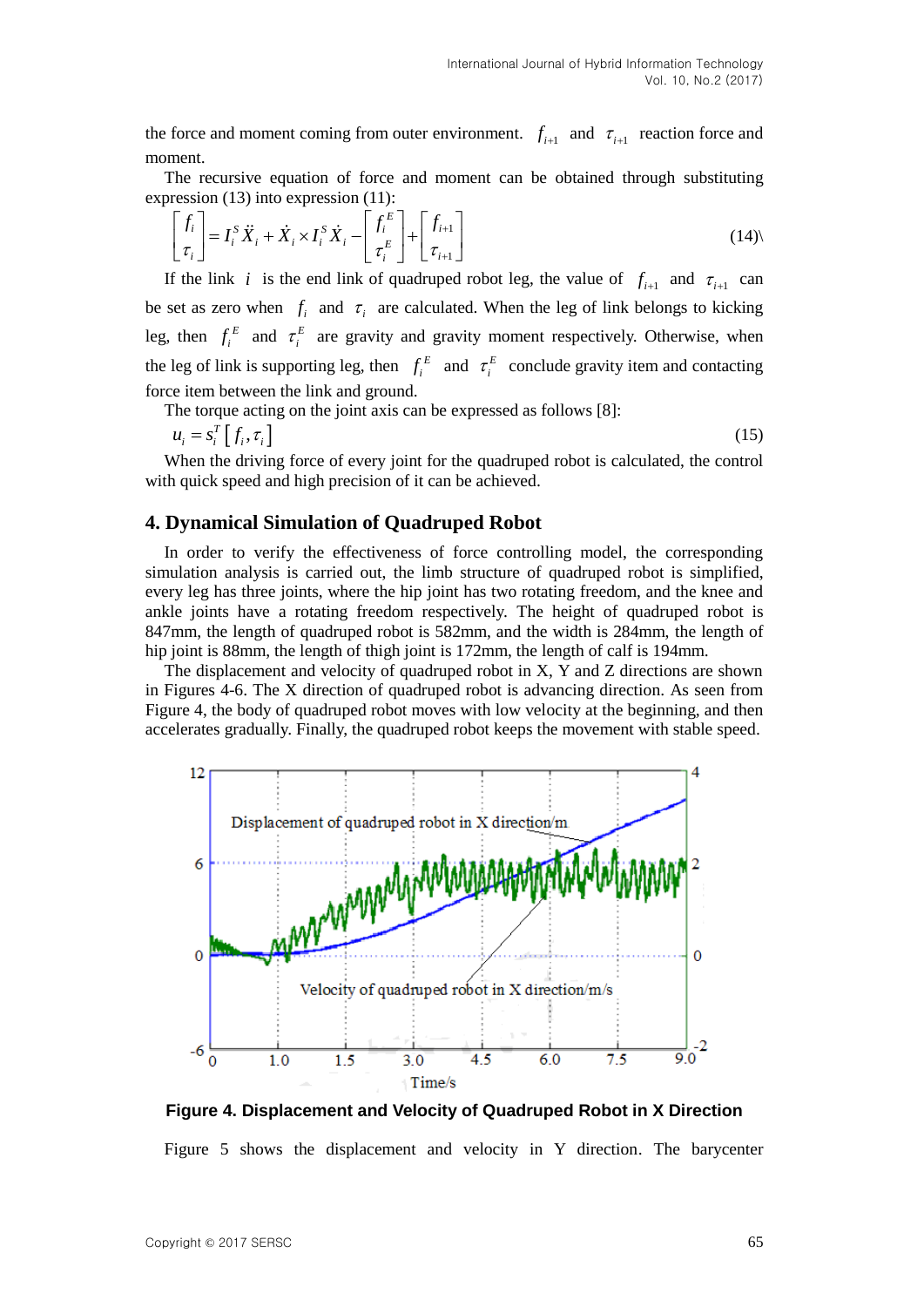the force and moment coming from outer environment. $f_{i+1}$ and $\tau_{i+1}$ reaction force and moment.

The recursive equation of force and moment can be obtained through substituting expression (13) into expression (11):

$$\begin{bmatrix} f_i \\ \tau_i \end{bmatrix} = I_i^S \ddot{X}_i + \dot{X}_i \times I_i^S \dot{X}_i - \begin{bmatrix} f_i^E \\ \tau_i^E \end{bmatrix} + \begin{bmatrix} f_{i+1} \\ \tau_{i+1} \end{bmatrix} \tag{14}$$

If the link $i$ is the end link of quadruped robot leg, the value of $f_{i+1}$ and $\tau_{i+1}$ can be set as zero when $f_i$ and $\tau_i$ are calculated. When the leg of link belongs to kicking leg, then $f_i^E$ and $\tau_i^E$ are gravity and gravity moment respectively. Otherwise, when the leg of link is supporting leg, then $f_i^E$ and $\tau_i^E$ conclude gravity item and contacting force item between the link and ground.

The torque acting on the joint axis can be expressed as follows [8]:

$$u_i = s_i^T \left[ f_i, \tau_i \right] \tag{15}$$

When the driving force of every joint for the quadruped robot is calculated, the control with quick speed and high precision of it can be achieved.

## 4. Dynamical Simulation of Quadruped Robot

In order to verify the effectiveness of force controlling model, the corresponding simulation analysis is carried out, the limb structure of quadruped robot is simplified, every leg has three joints, where the hip joint has two rotating freedom, and the knee and ankle joints have a rotating freedom respectively. The height of quadruped robot is 847mm, the length of quadruped robot is 582mm, and the width is 284mm, the length of hip joint is 88mm, the length of thigh joint is 172mm, the length of calf is 194mm.

The displacement and velocity of quadruped robot in X, Y and Z directions are shown in Figures 4-6. The X direction of quadruped robot is advancing direction. As seen from Figure 4, the body of quadruped robot moves with low velocity at the beginning, and then accelerates gradually. Finally, the quadruped robot keeps the movement with stable speed.

**Figure 4. Displacement and Velocity of Quadruped Robot in X Direction**

Figure 5 shows the displacement and velocity in Y direction. The barycenter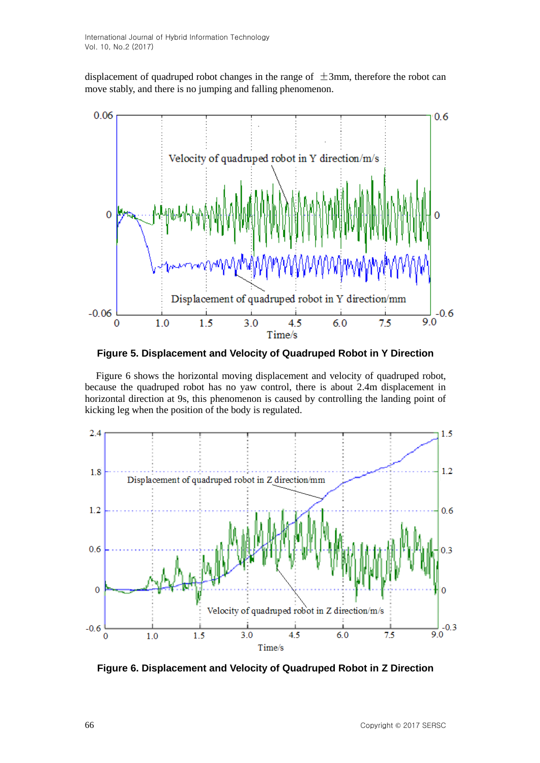displacement of quadruped robot changes in the range of ±3mm, therefore the robot can move stably, and there is no jumping and falling phenomenon.

**Figure 5. Displacement and Velocity of Quadruped Robot in Y Direction**

Figure 6 shows the horizontal moving displacement and velocity of quadruped robot, because the quadruped robot has no yaw control, there is about 2.4m displacement in horizontal direction at 9s, this phenomenon is caused by controlling the landing point of kicking leg when the position of the body is regulated.

**Figure 6. Displacement and Velocity of Quadruped Robot in Z Direction**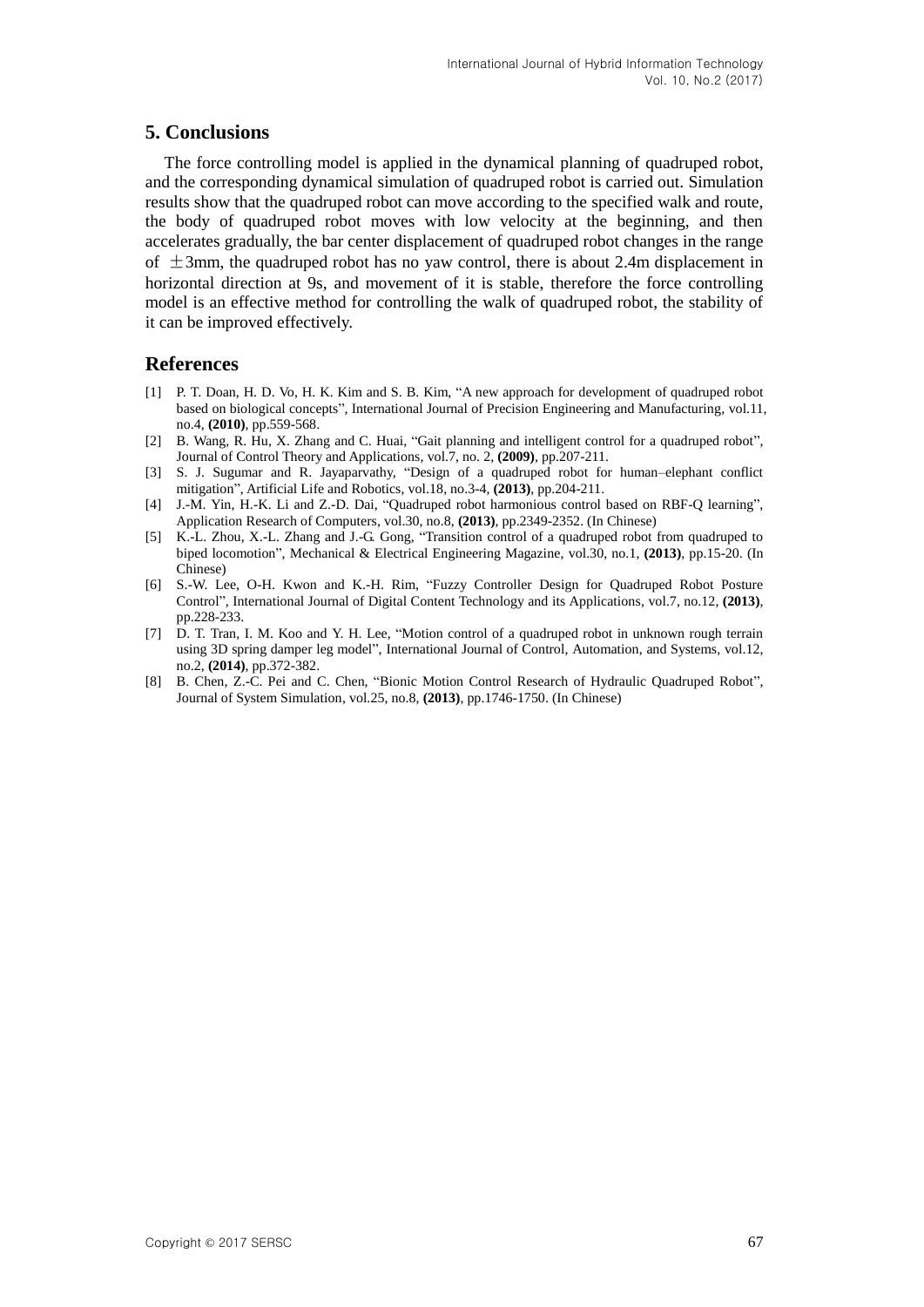## 5. Conclusions

The force controlling model is applied in the dynamical planning of quadruped robot, and the corresponding dynamical simulation of quadruped robot is carried out. Simulation results show that the quadruped robot can move according to the specified walk and route, the body of quadruped robot moves with low velocity at the beginning, and then accelerates gradually, the bar center displacement of quadruped robot changes in the range of ±3mm, the quadruped robot has no yaw control, there is about 2.4m displacement in horizontal direction at 9s, and movement of it is stable, therefore the force controlling model is an effective method for controlling the walk of quadruped robot, the stability of it can be improved effectively.

## References

[1] P. T. Doan, H. D. Vo, H. K. Kim and S. B. Kim, "A new approach for development of quadruped robot based on biological concepts", International Journal of Precision Engineering and Manufacturing, vol.11, no.4, **(2010)**, pp.559-568.

[2] B. Wang, R. Hu, X. Zhang and C. Huai, "Gait planning and intelligent control for a quadruped robot", Journal of Control Theory and Applications, vol.7, no. 2, **(2009)**, pp.207-211.

[3] S. J. Sugumar and R. Jayaparvathy, "Design of a quadruped robot for human–elephant conflict mitigation", Artificial Life and Robotics, vol.18, no.3-4, **(2013)**, pp.204-211.

[4] J.-M. Yin, H.-K. Li and Z.-D. Dai, "Quadruped robot harmonious control based on RBF-Q learning", Application Research of Computers, vol.30, no.8, **(2013)**, pp.2349-2352. (In Chinese)

[5] K.-L. Zhou, X.-L. Zhang and J.-G. Gong, "Transition control of a quadruped robot from quadruped to biped locomotion", Mechanical & Electrical Engineering Magazine, vol.30, no.1, **(2013)**, pp.15-20. (In Chinese)

[6] S.-W. Lee, O-H. Kwon and K.-H. Rim, "Fuzzy Controller Design for Quadruped Robot Posture Control", International Journal of Digital Content Technology and its Applications, vol.7, no.12, **(2013)**, pp.228-233.

[7] D. T. Tran, I. M. Koo and Y. H. Lee, "Motion control of a quadruped robot in unknown rough terrain using 3D spring damper leg model", International Journal of Control, Automation, and Systems, vol.12, no.2, **(2014)**, pp.372-382.

[8] B. Chen, Z.-C. Pei and C. Chen, "Bionic Motion Control Research of Hydraulic Quadruped Robot", Journal of System Simulation, vol.25, no.8, **(2013)**, pp.1746-1750. (In Chinese)